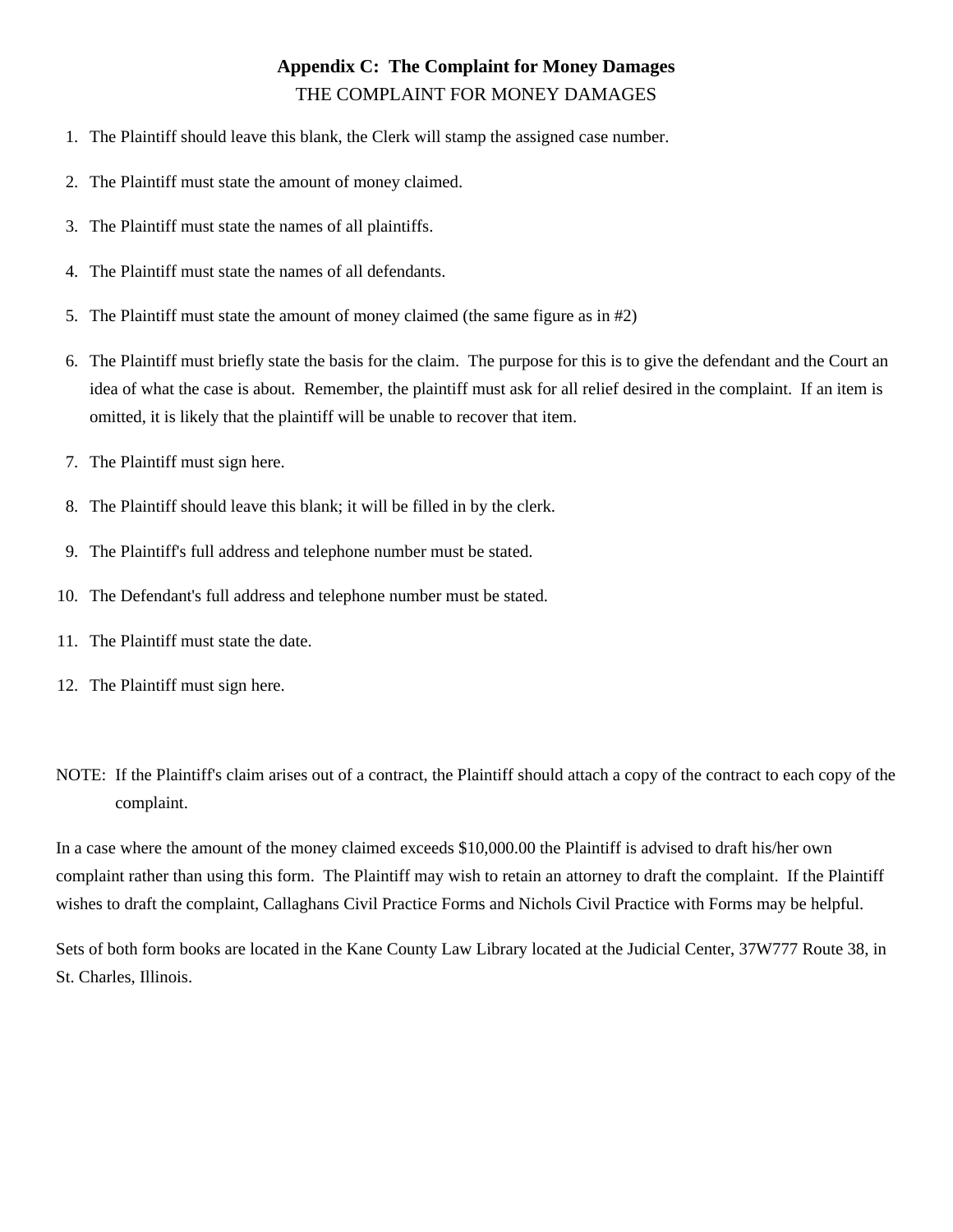## Appendix C: The Complaint for Money Damages

THE COMPLAINT FOR MONEY DAMAGES

1. The Plaintiff should leave this blank, the Clerk will stamp the assigned case number.
2. The Plaintiff must state the amount of money claimed.
3. The Plaintiff must state the names of all plaintiffs.
4. The Plaintiff must state the names of all defendants.
5. The Plaintiff must state the amount of money claimed (the same figure as in #2)
6. The Plaintiff must briefly state the basis for the claim. The purpose for this is to give the defendant and the Court an idea of what the case is about. Remember, the plaintiff must ask for all relief desired in the complaint. If an item is omitted, it is likely that the plaintiff will be unable to recover that item.
7. The Plaintiff must sign here.
8. The Plaintiff should leave this blank; it will be filled in by the clerk.
9. The Plaintiff's full address and telephone number must be stated.
10. The Defendant's full address and telephone number must be stated.
11. The Plaintiff must state the date.
12. The Plaintiff must sign here.

NOTE: If the Plaintiff's claim arises out of a contract, the Plaintiff should attach a copy of the contract to each copy of the complaint.

In a case where the amount of the money claimed exceeds $10,000.00 the Plaintiff is advised to draft his/her own complaint rather than using this form. The Plaintiff may wish to retain an attorney to draft the complaint. If the Plaintiff wishes to draft the complaint, Callaghans Civil Practice Forms and Nichols Civil Practice with Forms may be helpful.

Sets of both form books are located in the Kane County Law Library located at the Judicial Center, 37W777 Route 38, in St. Charles, Illinois.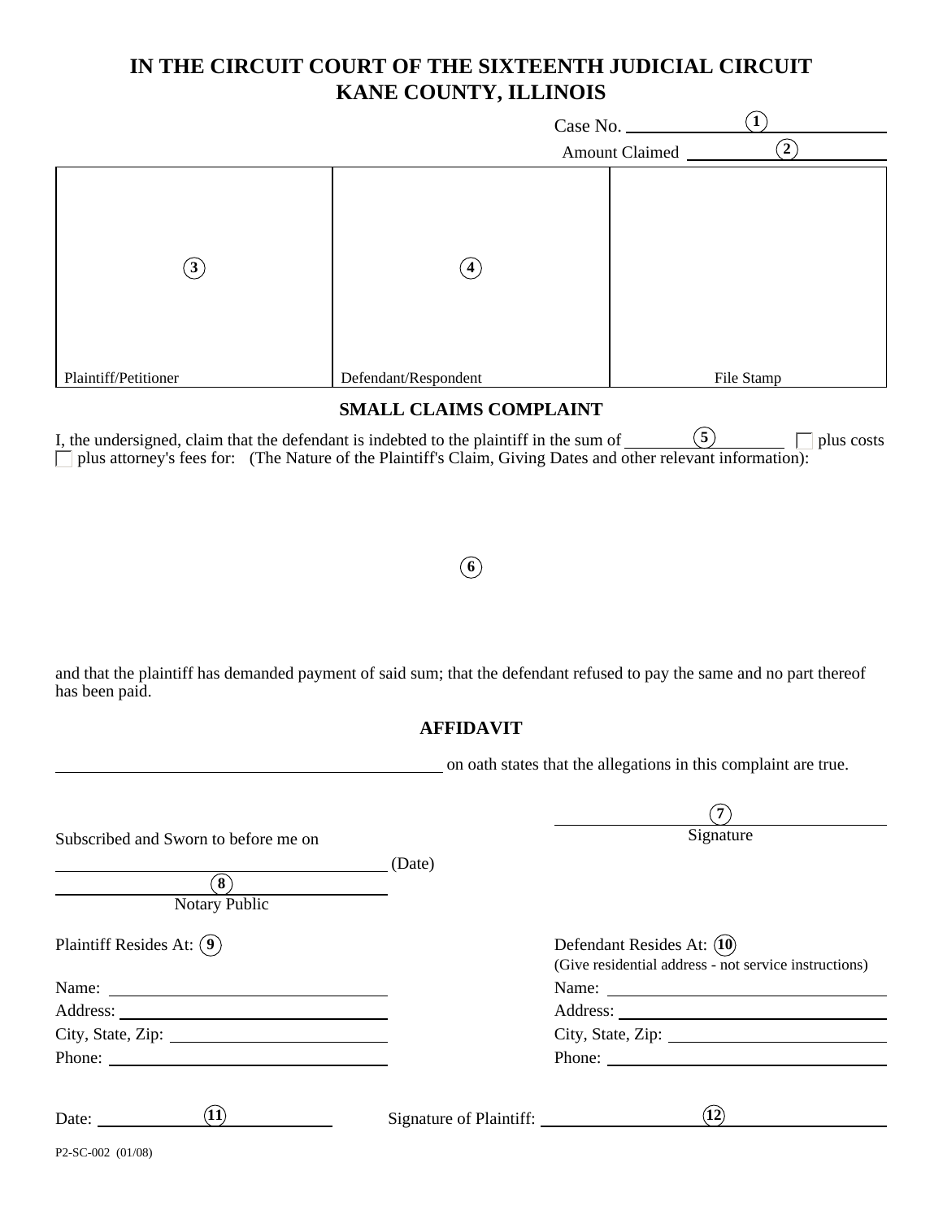# IN THE CIRCUIT COURT OF THE SIXTEENTH JUDICIAL CIRCUIT
# KANE COUNTY, ILLINOIS

Case No. ______ (1) ______

Amount Claimed ______ (2) ______

| (3) | (4) | |
|---|---|---|
| Plaintiff/Petitioner | Defendant/Respondent | File Stamp |

## SMALL CLAIMS COMPLAINT

I, the undersigned, claim that the defendant is indebted to the plaintiff in the sum of ______ (5) ______ ☐ plus costs ☐ plus attorney's fees for: (The Nature of the Plaintiff's Claim, Giving Dates and other relevant information):

(6)

and that the plaintiff has demanded payment of said sum; that the defendant refused to pay the same and no part thereof has been paid.

## AFFIDAVIT

______________________________ on oath states that the allegations in this complaint are true.

______ (7) ______
Signature

Subscribed and Sworn to before me on

______________________________ (Date)

______ (8) ______
Notary Public

Plaintiff Resides At: (9)

Name: ______________________________

Address: ______________________________

City, State, Zip: ______________________________

Phone: ______________________________

Defendant Resides At: (10)
(Give residential address - not service instructions)

Name: ______________________________

Address: ______________________________

City, State, Zip: ______________________________

Phone: ______________________________

Date: ______ (11) ______ Signature of Plaintiff: ______ (12) ______

P2-SC-002 (01/08)